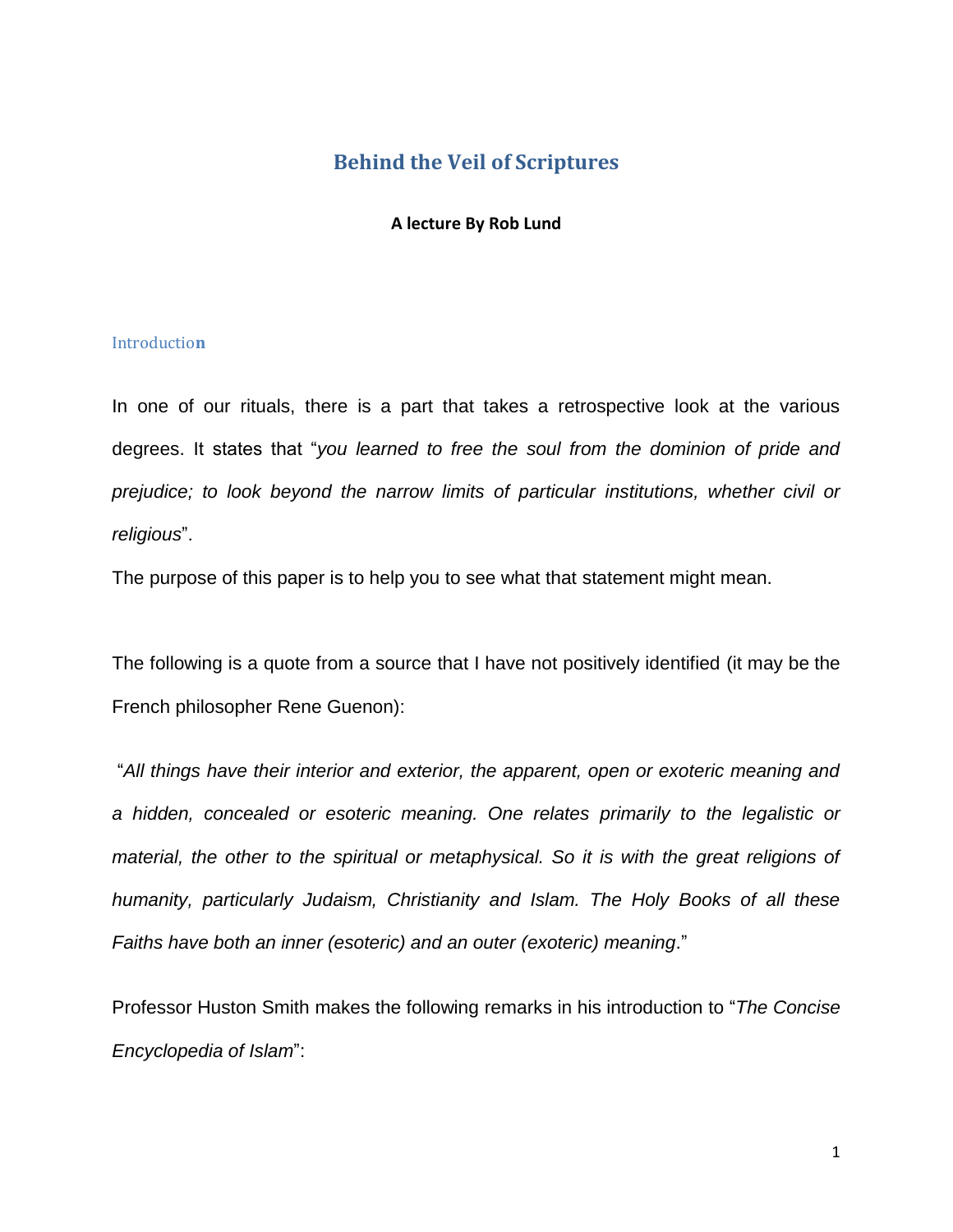# Behind the Veil of Scriptures

**A lecture By Rob Lund**

## Introduction

In one of our rituals, there is a part that takes a retrospective look at the various degrees. It states that "*you learned to free the soul from the dominion of pride and prejudice; to look beyond the narrow limits of particular institutions, whether civil or religious*".

The purpose of this paper is to help you to see what that statement might mean.

The following is a quote from a source that I have not positively identified (it may be the French philosopher Rene Guenon):

"*All things have their interior and exterior, the apparent, open or exoteric meaning and a hidden, concealed or esoteric meaning. One relates primarily to the legalistic or material, the other to the spiritual or metaphysical. So it is with the great religions of humanity, particularly Judaism, Christianity and Islam. The Holy Books of all these Faiths have both an inner (esoteric) and an outer (exoteric) meaning*."

Professor Huston Smith makes the following remarks in his introduction to "*The Concise Encyclopedia of Islam*":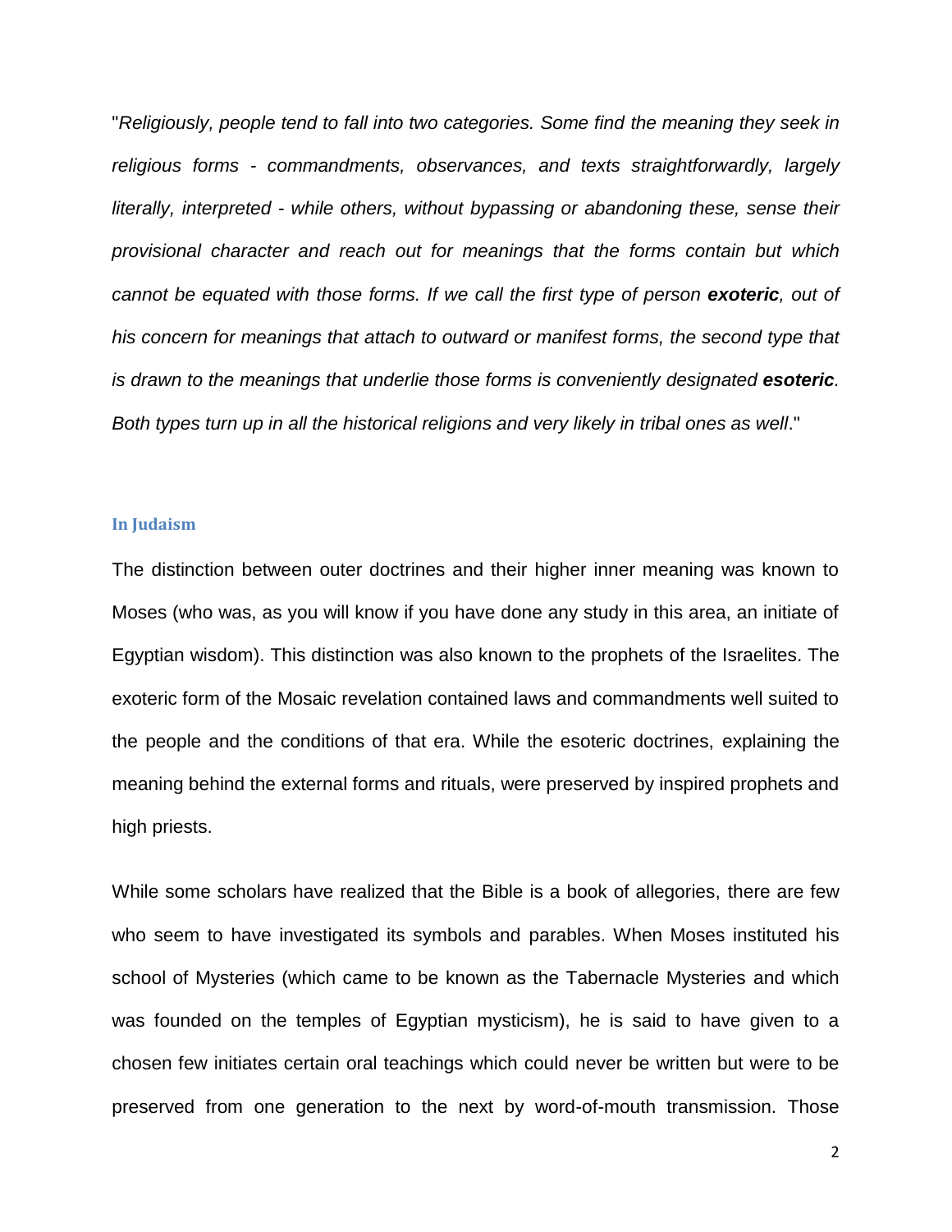"*Religiously, people tend to fall into two categories. Some find the meaning they seek in religious forms - commandments, observances, and texts straightforwardly, largely literally, interpreted - while others, without bypassing or abandoning these, sense their provisional character and reach out for meanings that the forms contain but which cannot be equated with those forms. If we call the first type of person **exoteric**, out of his concern for meanings that attach to outward or manifest forms, the second type that is drawn to the meanings that underlie those forms is conveniently designated **esoteric**. Both types turn up in all the historical religions and very likely in tribal ones as well*."

### In Judaism

The distinction between outer doctrines and their higher inner meaning was known to Moses (who was, as you will know if you have done any study in this area, an initiate of Egyptian wisdom). This distinction was also known to the prophets of the Israelites. The exoteric form of the Mosaic revelation contained laws and commandments well suited to the people and the conditions of that era. While the esoteric doctrines, explaining the meaning behind the external forms and rituals, were preserved by inspired prophets and high priests.

While some scholars have realized that the Bible is a book of allegories, there are few who seem to have investigated its symbols and parables. When Moses instituted his school of Mysteries (which came to be known as the Tabernacle Mysteries and which was founded on the temples of Egyptian mysticism), he is said to have given to a chosen few initiates certain oral teachings which could never be written but were to be preserved from one generation to the next by word-of-mouth transmission. Those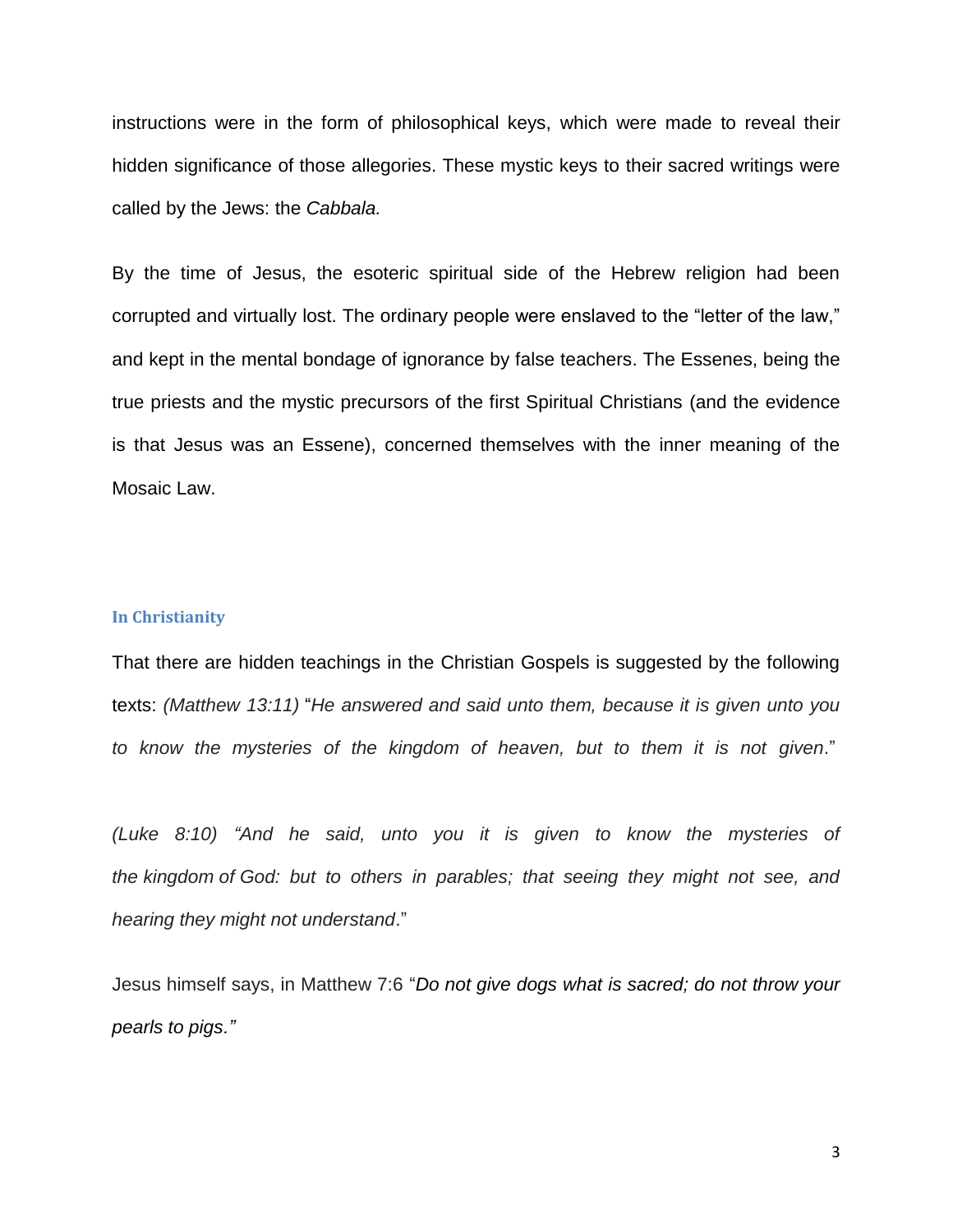instructions were in the form of philosophical keys, which were made to reveal their hidden significance of those allegories. These mystic keys to their sacred writings were called by the Jews: the *Cabbala.*

By the time of Jesus, the esoteric spiritual side of the Hebrew religion had been corrupted and virtually lost. The ordinary people were enslaved to the "letter of the law," and kept in the mental bondage of ignorance by false teachers. The Essenes, being the true priests and the mystic precursors of the first Spiritual Christians (and the evidence is that Jesus was an Essene), concerned themselves with the inner meaning of the Mosaic Law.

### In Christianity

That there are hidden teachings in the Christian Gospels is suggested by the following texts: *(Matthew 13:11)* "*He answered and said unto them, because it is given unto you to know the mysteries of the kingdom of heaven, but to them it is not given*."

*(Luke 8:10) "And he said, unto you it is given to know the mysteries of the kingdom of God: but to others in parables; that seeing they might not see, and hearing they might not understand*."

Jesus himself says, in Matthew 7:6 "*Do not give dogs what is sacred; do not throw your pearls to pigs."*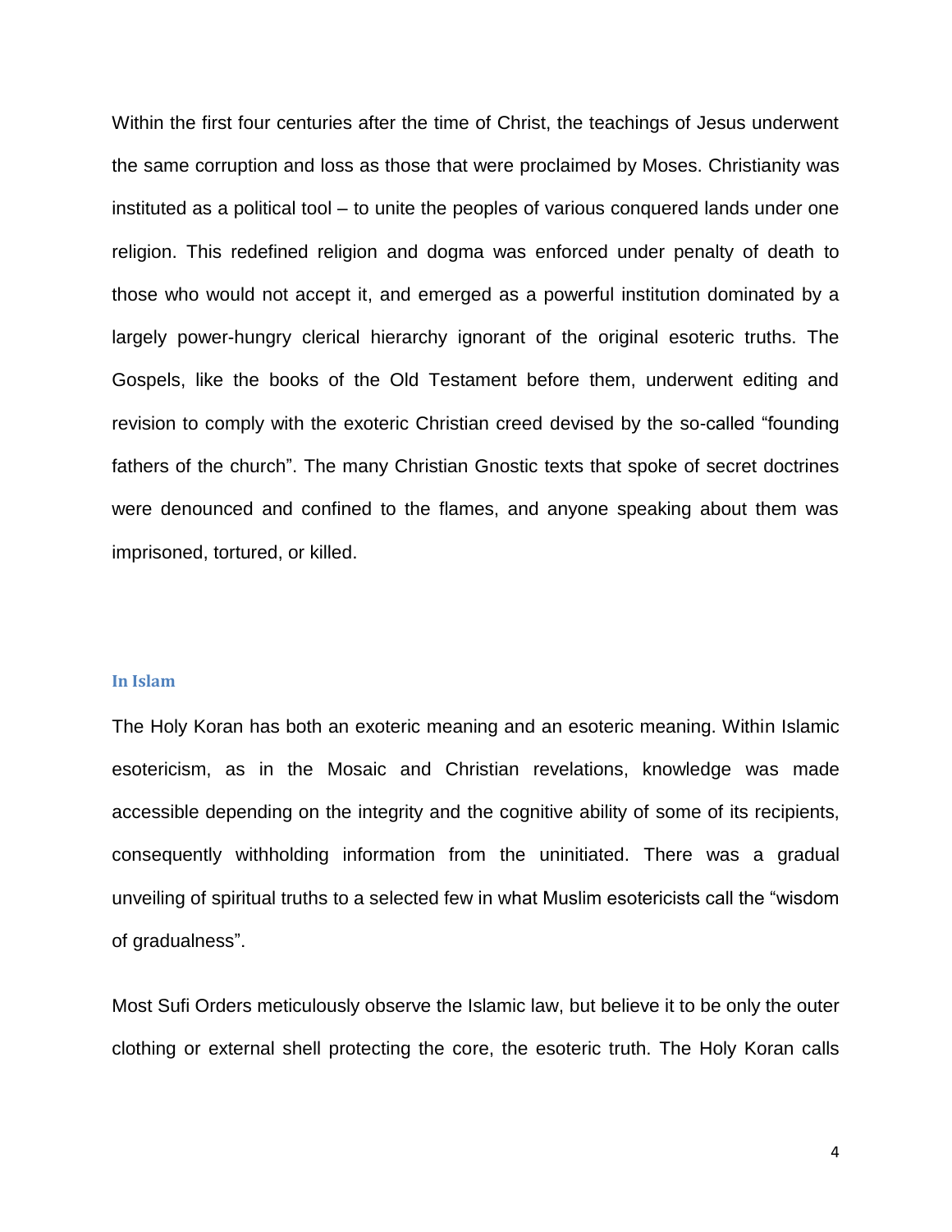Within the first four centuries after the time of Christ, the teachings of Jesus underwent the same corruption and loss as those that were proclaimed by Moses. Christianity was instituted as a political tool – to unite the peoples of various conquered lands under one religion. This redefined religion and dogma was enforced under penalty of death to those who would not accept it, and emerged as a powerful institution dominated by a largely power-hungry clerical hierarchy ignorant of the original esoteric truths. The Gospels, like the books of the Old Testament before them, underwent editing and revision to comply with the exoteric Christian creed devised by the so-called "founding fathers of the church". The many Christian Gnostic texts that spoke of secret doctrines were denounced and confined to the flames, and anyone speaking about them was imprisoned, tortured, or killed.

### In Islam

The Holy Koran has both an exoteric meaning and an esoteric meaning. Within Islamic esotericism, as in the Mosaic and Christian revelations, knowledge was made accessible depending on the integrity and the cognitive ability of some of its recipients, consequently withholding information from the uninitiated. There was a gradual unveiling of spiritual truths to a selected few in what Muslim esotericists call the "wisdom of gradualness".

Most Sufi Orders meticulously observe the Islamic law, but believe it to be only the outer clothing or external shell protecting the core, the esoteric truth. The Holy Koran calls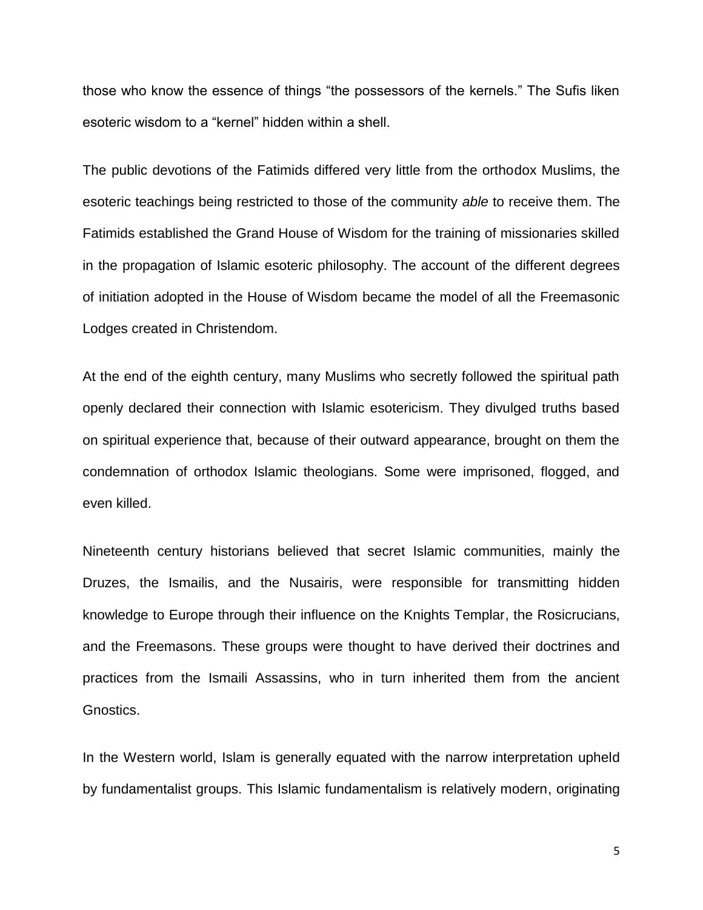those who know the essence of things “the possessors of the kernels.” The Sufis liken esoteric wisdom to a “kernel” hidden within a shell.

The public devotions of the Fatimids differed very little from the orthodox Muslims, the esoteric teachings being restricted to those of the community *able* to receive them. The Fatimids established the Grand House of Wisdom for the training of missionaries skilled in the propagation of Islamic esoteric philosophy. The account of the different degrees of initiation adopted in the House of Wisdom became the model of all the Freemasonic Lodges created in Christendom.

At the end of the eighth century, many Muslims who secretly followed the spiritual path openly declared their connection with Islamic esotericism. They divulged truths based on spiritual experience that, because of their outward appearance, brought on them the condemnation of orthodox Islamic theologians. Some were imprisoned, flogged, and even killed.

Nineteenth century historians believed that secret Islamic communities, mainly the Druzes, the Ismailis, and the Nusairis, were responsible for transmitting hidden knowledge to Europe through their influence on the Knights Templar, the Rosicrucians, and the Freemasons. These groups were thought to have derived their doctrines and practices from the Ismaili Assassins, who in turn inherited them from the ancient Gnostics.

In the Western world, Islam is generally equated with the narrow interpretation upheld by fundamentalist groups. This Islamic fundamentalism is relatively modern, originating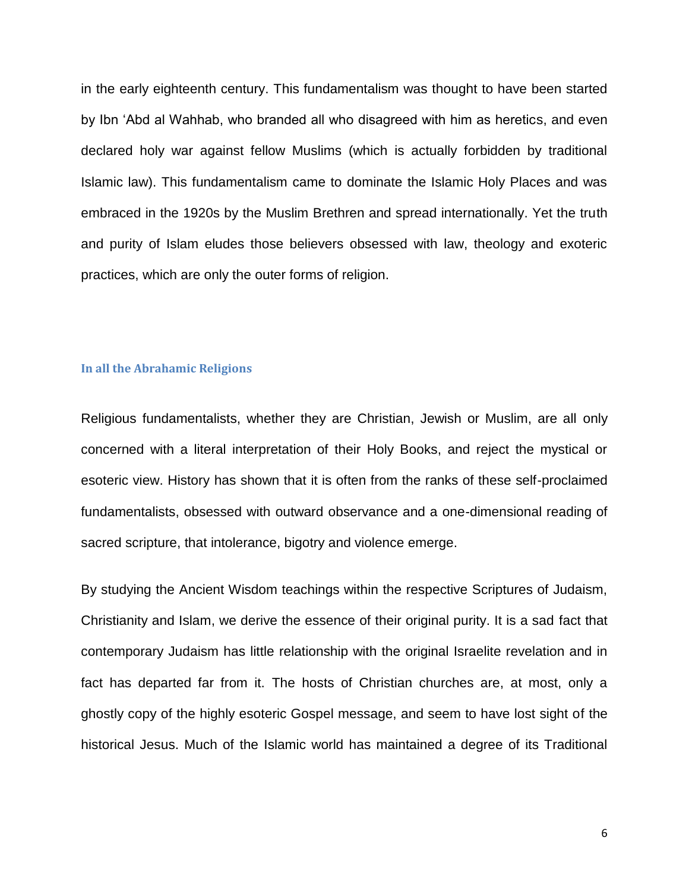in the early eighteenth century. This fundamentalism was thought to have been started by Ibn ‘Abd al Wahhab, who branded all who disagreed with him as heretics, and even declared holy war against fellow Muslims (which is actually forbidden by traditional Islamic law). This fundamentalism came to dominate the Islamic Holy Places and was embraced in the 1920s by the Muslim Brethren and spread internationally. Yet the truth and purity of Islam eludes those believers obsessed with law, theology and exoteric practices, which are only the outer forms of religion.

### In all the Abrahamic Religions

Religious fundamentalists, whether they are Christian, Jewish or Muslim, are all only concerned with a literal interpretation of their Holy Books, and reject the mystical or esoteric view. History has shown that it is often from the ranks of these self-proclaimed fundamentalists, obsessed with outward observance and a one-dimensional reading of sacred scripture, that intolerance, bigotry and violence emerge.

By studying the Ancient Wisdom teachings within the respective Scriptures of Judaism, Christianity and Islam, we derive the essence of their original purity. It is a sad fact that contemporary Judaism has little relationship with the original Israelite revelation and in fact has departed far from it. The hosts of Christian churches are, at most, only a ghostly copy of the highly esoteric Gospel message, and seem to have lost sight of the historical Jesus. Much of the Islamic world has maintained a degree of its Traditional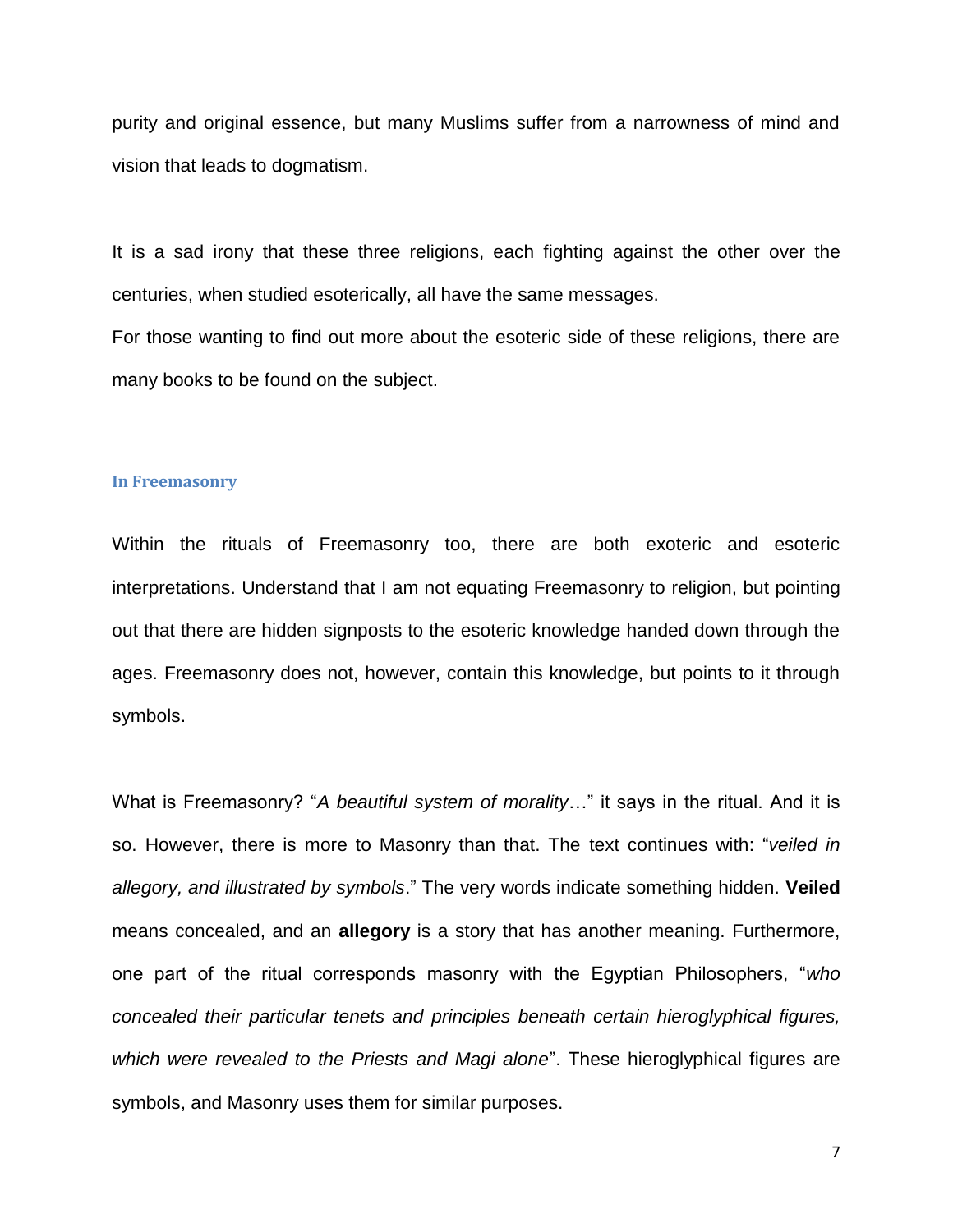purity and original essence, but many Muslims suffer from a narrowness of mind and vision that leads to dogmatism.

It is a sad irony that these three religions, each fighting against the other over the centuries, when studied esoterically, all have the same messages.

For those wanting to find out more about the esoteric side of these religions, there are many books to be found on the subject.

## In Freemasonry

Within the rituals of Freemasonry too, there are both exoteric and esoteric interpretations. Understand that I am not equating Freemasonry to religion, but pointing out that there are hidden signposts to the esoteric knowledge handed down through the ages. Freemasonry does not, however, contain this knowledge, but points to it through symbols.

What is Freemasonry? "*A beautiful system of morality*…" it says in the ritual. And it is so. However, there is more to Masonry than that. The text continues with: "*veiled in allegory, and illustrated by symbols*." The very words indicate something hidden. **Veiled** means concealed, and an **allegory** is a story that has another meaning. Furthermore, one part of the ritual corresponds masonry with the Egyptian Philosophers, "*who concealed their particular tenets and principles beneath certain hieroglyphical figures, which were revealed to the Priests and Magi alone*". These hieroglyphical figures are symbols, and Masonry uses them for similar purposes.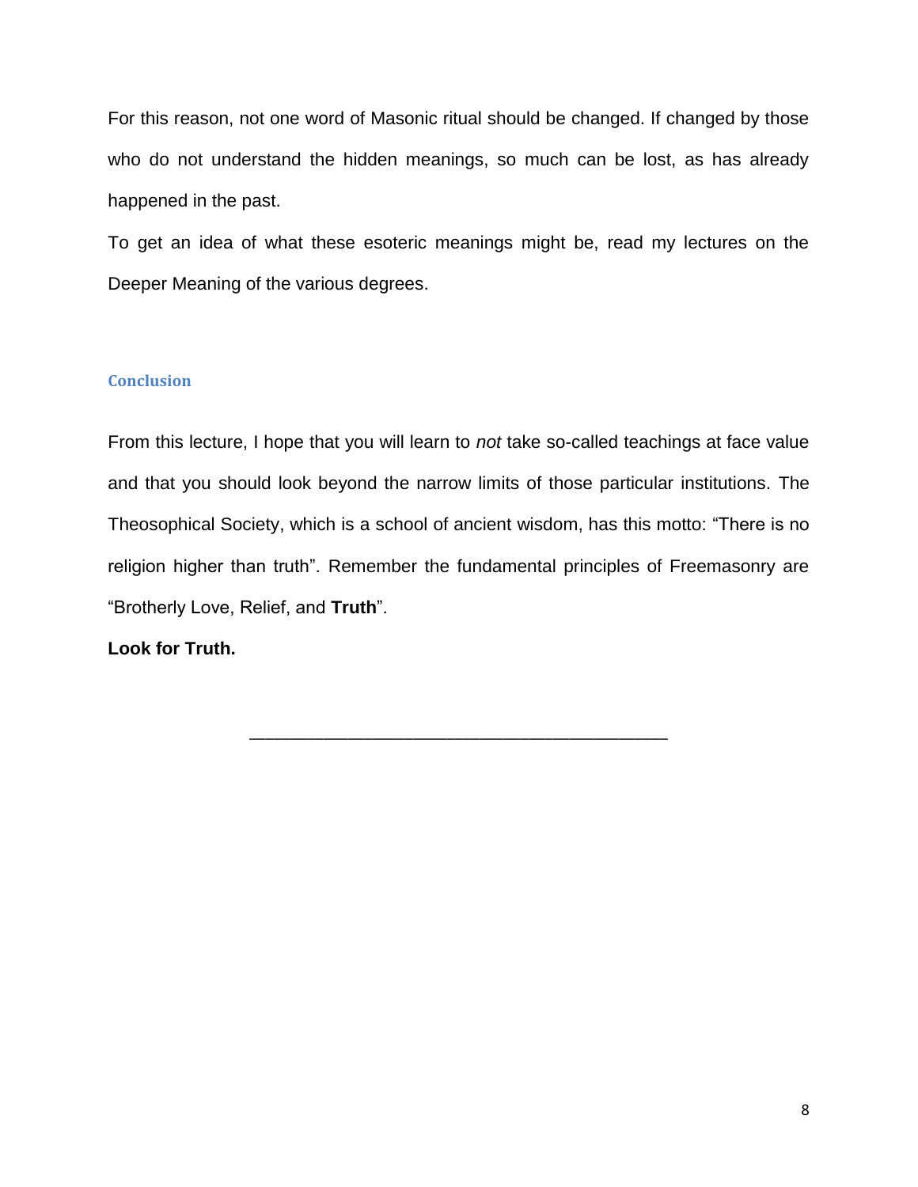For this reason, not one word of Masonic ritual should be changed. If changed by those who do not understand the hidden meanings, so much can be lost, as has already happened in the past.

To get an idea of what these esoteric meanings might be, read my lectures on the Deeper Meaning of the various degrees.

## Conclusion

From this lecture, I hope that you will learn to *not* take so-called teachings at face value and that you should look beyond the narrow limits of those particular institutions. The Theosophical Society, which is a school of ancient wisdom, has this motto: “There is no religion higher than truth”. Remember the fundamental principles of Freemasonry are “Brotherly Love, Relief, and **Truth**”.

**Look for Truth.**

---